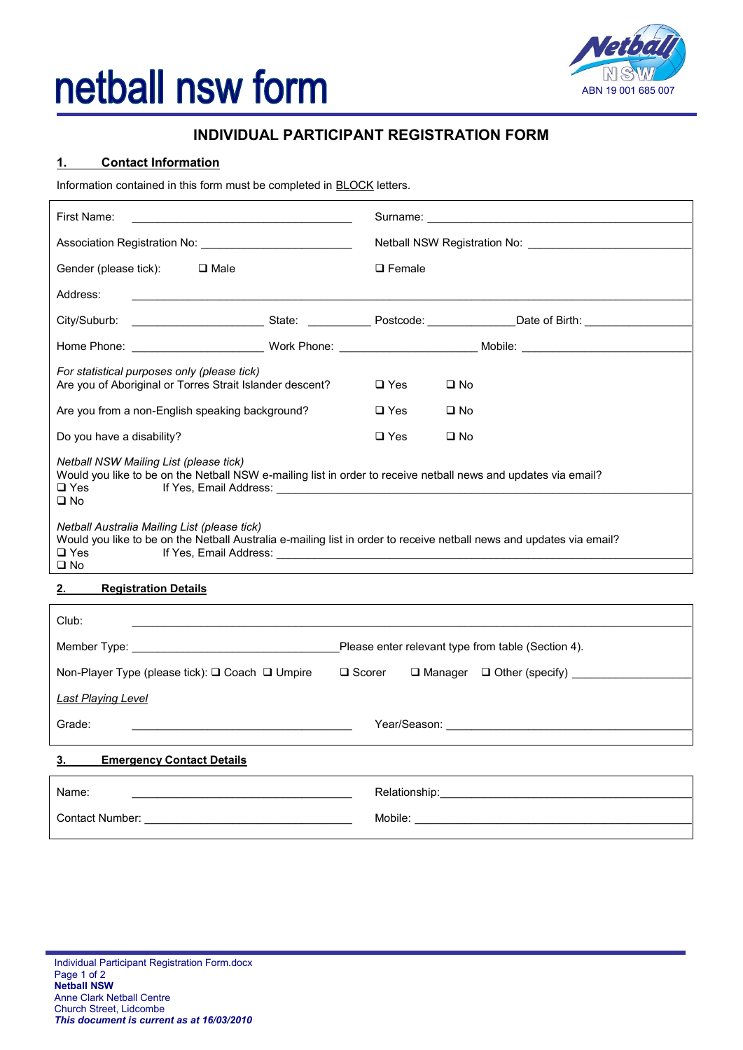# netball nsw form

Netball NSW
ABN 19 001 685 007

## INDIVIDUAL PARTICIPANT REGISTRATION FORM

### 1. Contact Information

Information contained in this form must be completed in BLOCK letters.

First Name: ____________________ Surname: ____________________

Association Registration No: ____________________ Netball NSW Registration No: ____________________

Gender (please tick): ❑ Male ❑ Female

Address: ________________________________________

City/Suburb: ____________ State: ________ Postcode: ________ Date of Birth: ____________

Home Phone: ____________ Work Phone: ____________ Mobile: ____________

*For statistical purposes only (please tick)*

Are you of Aboriginal or Torres Strait Islander descent? ❑ Yes ❑ No

Are you from a non-English speaking background? ❑ Yes ❑ No

Do you have a disability? ❑ Yes ❑ No

*Netball NSW Mailing List (please tick)*

Would you like to be on the Netball NSW e-mailing list in order to receive netball news and updates via email?

❑ Yes If Yes, Email Address: ________________________________________

❑ No

*Netball Australia Mailing List (please tick)*

Would you like to be on the Netball Australia e-mailing list in order to receive netball news and updates via email?

❑ Yes If Yes, Email Address: ________________________________________

❑ No

### 2. Registration Details

Club: ________________________________________

Member Type: ____________________ Please enter relevant type from table (Section 4).

Non-Player Type (please tick): ❑ Coach ❑ Umpire ❑ Scorer ❑ Manager ❑ Other (specify) ____________

*Last Playing Level*

Grade: ____________________ Year/Season: ____________________

### 3. Emergency Contact Details

Name: ____________________ Relationship: ____________________

Contact Number: ____________________ Mobile: ____________________

Individual Participant Registration Form.docx
**Netball NSW**
Anne Clark Netball Centre
Church Street, Lidcombe
***This document is current as at 16/03/2010***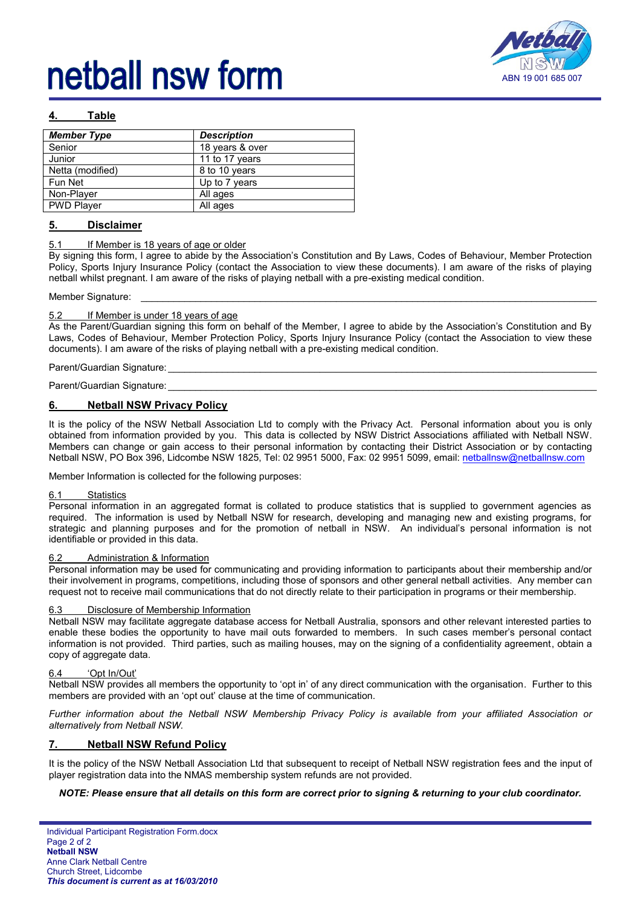# netball nsw form

ABN 19 001 685 007

## 4. Table

| Member Type | Description |
|---|---|
| Senior | 18 years & over |
| Junior | 11 to 17 years |
| Netta (modified) | 8 to 10 years |
| Fun Net | Up to 7 years |
| Non-Player | All ages |
| PWD Player | All ages |

## 5. Disclaimer

5.1 If Member is 18 years of age or older

By signing this form, I agree to abide by the Association's Constitution and By Laws, Codes of Behaviour, Member Protection Policy, Sports Injury Insurance Policy (contact the Association to view these documents). I am aware of the risks of playing netball whilst pregnant. I am aware of the risks of playing netball with a pre-existing medical condition.

Member Signature: ______________________________________________

5.2 If Member is under 18 years of age

As the Parent/Guardian signing this form on behalf of the Member, I agree to abide by the Association's Constitution and By Laws, Codes of Behaviour, Member Protection Policy, Sports Injury Insurance Policy (contact the Association to view these documents). I am aware of the risks of playing netball with a pre-existing medical condition.

Parent/Guardian Signature: ______________________________________________

Parent/Guardian Signature: ______________________________________________

## 6. Netball NSW Privacy Policy

It is the policy of the NSW Netball Association Ltd to comply with the Privacy Act. Personal information about you is only obtained from information provided by you. This data is collected by NSW District Associations affiliated with Netball NSW. Members can change or gain access to their personal information by contacting their District Association or by contacting Netball NSW, PO Box 396, Lidcombe NSW 1825, Tel: 02 9951 5000, Fax: 02 9951 5099, email: netballnsw@netballnsw.com

Member Information is collected for the following purposes:

6.1 Statistics

Personal information in an aggregated format is collated to produce statistics that is supplied to government agencies as required. The information is used by Netball NSW for research, developing and managing new and existing programs, for strategic and planning purposes and for the promotion of netball in NSW. An individual's personal information is not identifiable or provided in this data.

6.2 Administration & Information

Personal information may be used for communicating and providing information to participants about their membership and/or their involvement in programs, competitions, including those of sponsors and other general netball activities. Any member can request not to receive mail communications that do not directly relate to their participation in programs or their membership.

6.3 Disclosure of Membership Information

Netball NSW may facilitate aggregate database access for Netball Australia, sponsors and other relevant interested parties to enable these bodies the opportunity to have mail outs forwarded to members. In such cases member's personal contact information is not provided. Third parties, such as mailing houses, may on the signing of a confidentiality agreement, obtain a copy of aggregate data.

6.4 'Opt In/Out'

Netball NSW provides all members the opportunity to 'opt in' of any direct communication with the organisation. Further to this members are provided with an 'opt out' clause at the time of communication.

*Further information about the Netball NSW Membership Privacy Policy is available from your affiliated Association or alternatively from Netball NSW.*

## 7. Netball NSW Refund Policy

It is the policy of the NSW Netball Association Ltd that subsequent to receipt of Netball NSW registration fees and the input of player registration data into the NMAS membership system refunds are not provided.

***NOTE: Please ensure that all details on this form are correct prior to signing & returning to your club coordinator.***

Individual Participant Registration Form.docx
**Netball NSW**
Anne Clark Netball Centre
Church Street, Lidcombe
***This document is current as at 16/03/2010***